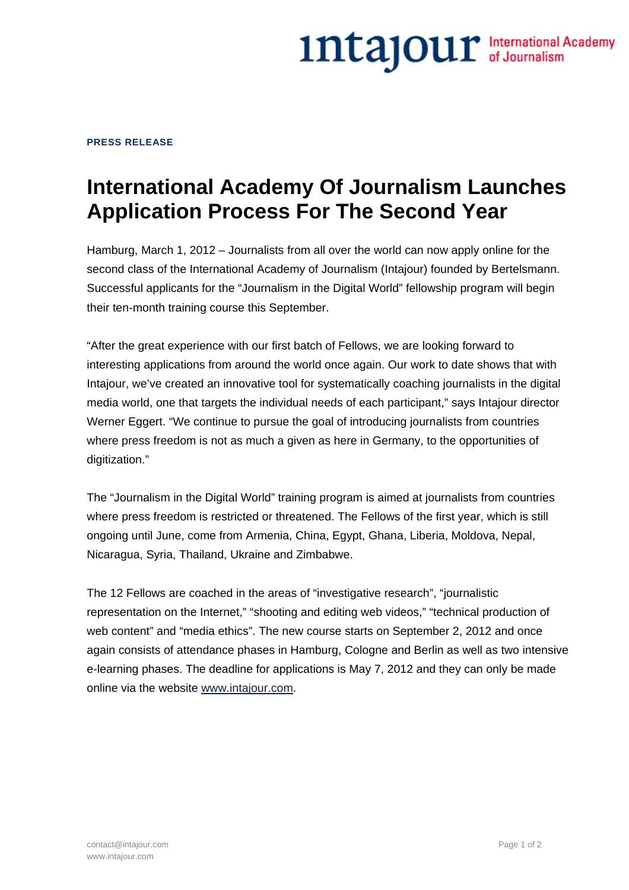**PRESS RELEASE**

# International Academy Of Journalism Launches Application Process For The Second Year

Hamburg, March 1, 2012 – Journalists from all over the world can now apply online for the second class of the International Academy of Journalism (Intajour) founded by Bertelsmann. Successful applicants for the "Journalism in the Digital World" fellowship program will begin their ten-month training course this September.

"After the great experience with our first batch of Fellows, we are looking forward to interesting applications from around the world once again. Our work to date shows that with Intajour, we've created an innovative tool for systematically coaching journalists in the digital media world, one that targets the individual needs of each participant," says Intajour director Werner Eggert. "We continue to pursue the goal of introducing journalists from countries where press freedom is not as much a given as here in Germany, to the opportunities of digitization."

The "Journalism in the Digital World" training program is aimed at journalists from countries where press freedom is restricted or threatened. The Fellows of the first year, which is still ongoing until June, come from Armenia, China, Egypt, Ghana, Liberia, Moldova, Nepal, Nicaragua, Syria, Thailand, Ukraine and Zimbabwe.

The 12 Fellows are coached in the areas of "investigative research", "journalistic representation on the Internet," "shooting and editing web videos," "technical production of web content" and "media ethics". The new course starts on September 2, 2012 and once again consists of attendance phases in Hamburg, Cologne and Berlin as well as two intensive e-learning phases. The deadline for applications is May 7, 2012 and they can only be made online via the website www.intajour.com.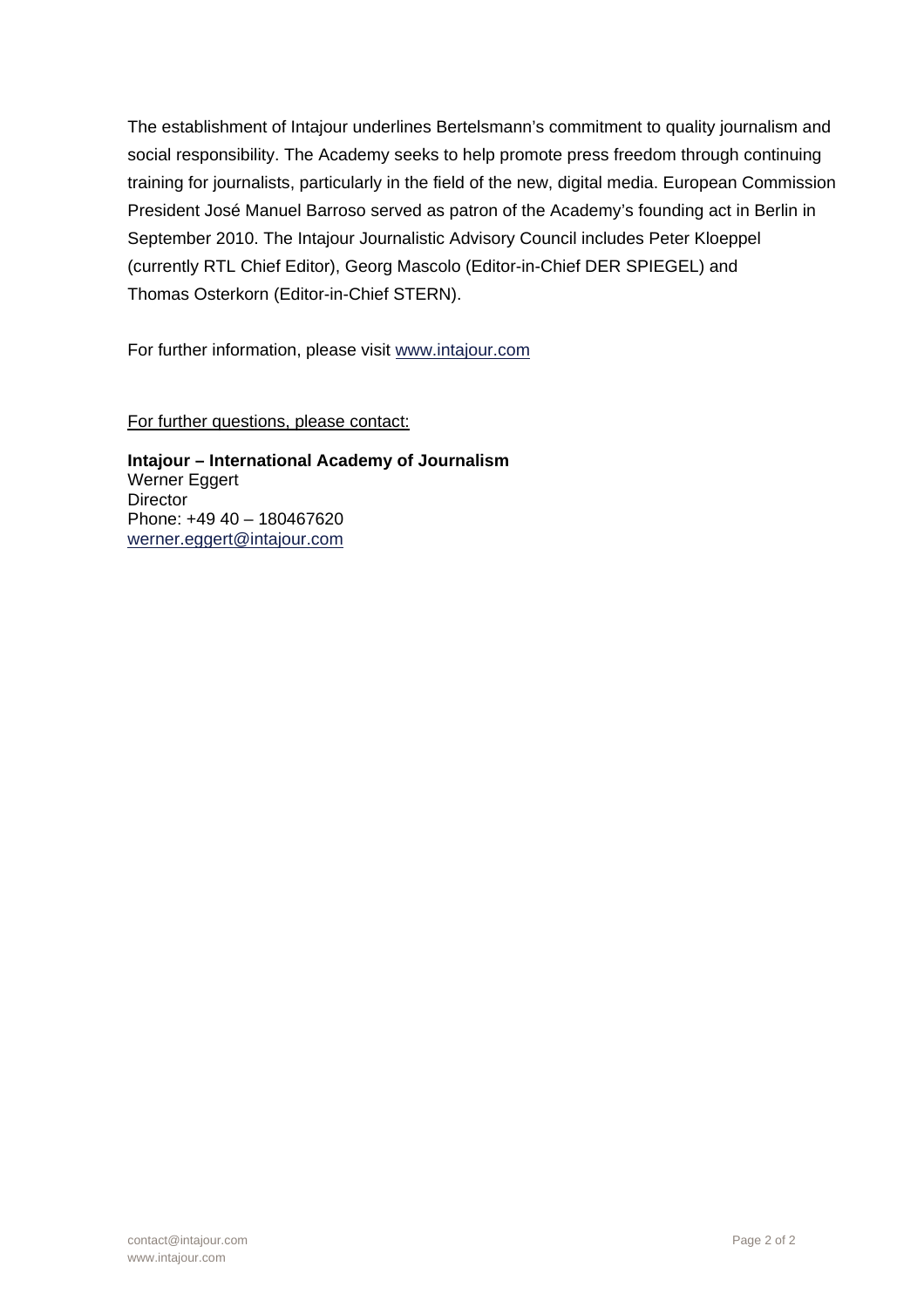The establishment of Intajour underlines Bertelsmann's commitment to quality journalism and social responsibility. The Academy seeks to help promote press freedom through continuing training for journalists, particularly in the field of the new, digital media. European Commission President José Manuel Barroso served as patron of the Academy's founding act in Berlin in September 2010. The Intajour Journalistic Advisory Council includes Peter Kloeppel (currently RTL Chief Editor), Georg Mascolo (Editor-in-Chief DER SPIEGEL) and Thomas Osterkorn (Editor-in-Chief STERN).

For further information, please visit www.intajour.com

For further questions, please contact:

**Intajour – International Academy of Journalism**
Werner Eggert
Director
Phone: +49 40 – 180467620
werner.eggert@intajour.com